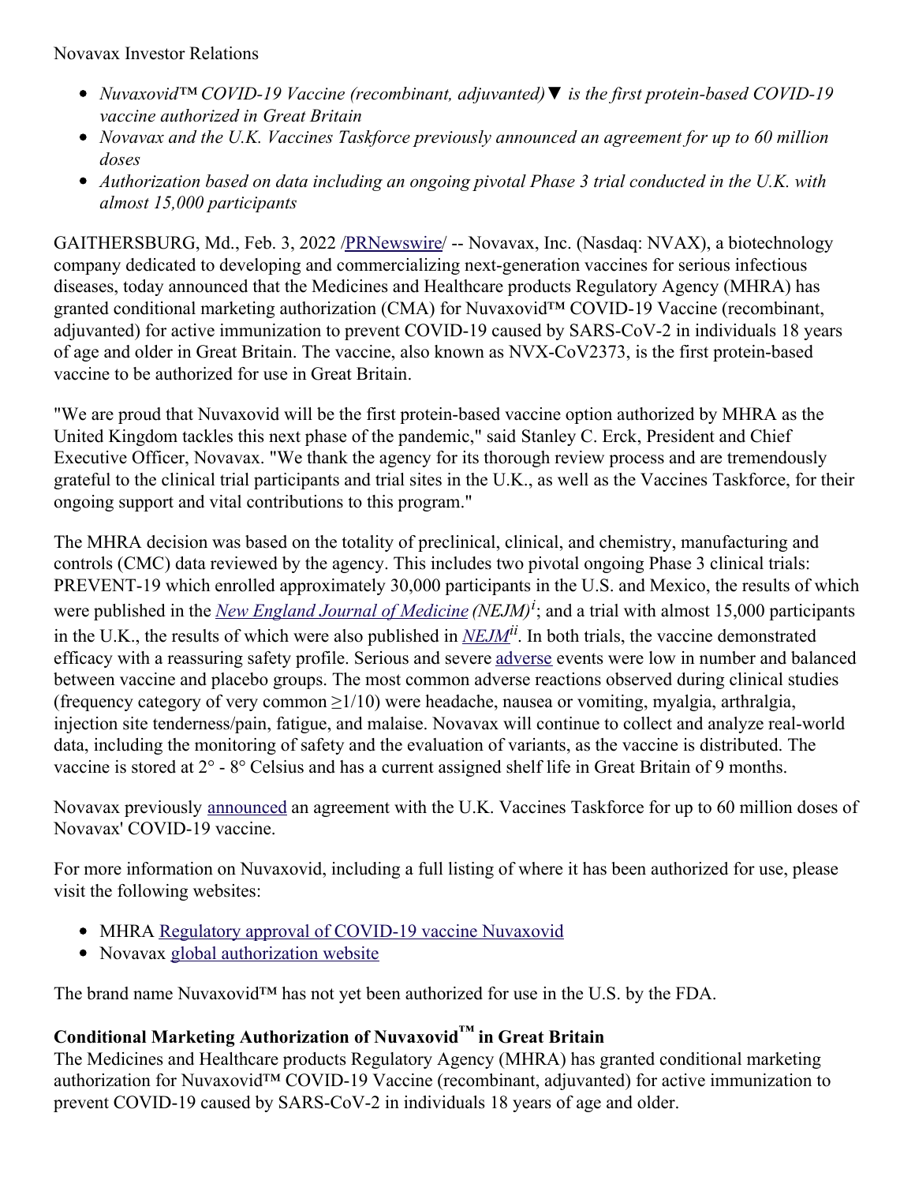Novavax Investor Relations

- *Nuvaxovid™ COVID-19 Vaccine (recombinant, adjuvanted)▼ is the first protein-based COVID-19 vaccine authorized in Great Britain*
- *Novavax and the U.K. Vaccines Taskforce previously announced an agreement for up to 60 million doses*
- *Authorization based on data including an ongoing pivotal Phase 3 trial conducted in the U.K. with almost 15,000 participants*

GAITHERSBURG, Md., Feb. 3, 2022 /PRNewswire/ -- Novavax, Inc. (Nasdaq: NVAX), a biotechnology company dedicated to developing and commercializing next-generation vaccines for serious infectious diseases, today announced that the Medicines and Healthcare products Regulatory Agency (MHRA) has granted conditional marketing authorization (CMA) for Nuvaxovid™ COVID-19 Vaccine (recombinant, adjuvanted) for active immunization to prevent COVID-19 caused by SARS-CoV-2 in individuals 18 years of age and older in Great Britain. The vaccine, also known as NVX-CoV2373, is the first protein-based vaccine to be authorized for use in Great Britain.

"We are proud that Nuvaxovid will be the first protein-based vaccine option authorized by MHRA as the United Kingdom tackles this next phase of the pandemic," said Stanley C. Erck, President and Chief Executive Officer, Novavax. "We thank the agency for its thorough review process and are tremendously grateful to the clinical trial participants and trial sites in the U.K., as well as the Vaccines Taskforce, for their ongoing support and vital contributions to this program."

The MHRA decision was based on the totality of preclinical, clinical, and chemistry, manufacturing and controls (CMC) data reviewed by the agency. This includes two pivotal ongoing Phase 3 clinical trials: PREVENT-19 which enrolled approximately 30,000 participants in the U.S. and Mexico, the results of which were published in the *New England Journal of Medicine (NEJM)*[i]; and a trial with almost 15,000 participants in the U.K., the results of which were also published in *NEJM*[ii]. In both trials, the vaccine demonstrated efficacy with a reassuring safety profile. Serious and severe adverse events were low in number and balanced between vaccine and placebo groups. The most common adverse reactions observed during clinical studies (frequency category of very common ≥1/10) were headache, nausea or vomiting, myalgia, arthralgia, injection site tenderness/pain, fatigue, and malaise. Novavax will continue to collect and analyze real-world data, including the monitoring of safety and the evaluation of variants, as the vaccine is distributed. The vaccine is stored at 2° - 8° Celsius and has a current assigned shelf life in Great Britain of 9 months.

Novavax previously announced an agreement with the U.K. Vaccines Taskforce for up to 60 million doses of Novavax' COVID-19 vaccine.

For more information on Nuvaxovid, including a full listing of where it has been authorized for use, please visit the following websites:

- MHRA Regulatory approval of COVID-19 vaccine Nuvaxovid
- Novavax global authorization website

The brand name Nuvaxovid™ has not yet been authorized for use in the U.S. by the FDA.

**Conditional Marketing Authorization of Nuvaxovid™ in Great Britain**

The Medicines and Healthcare products Regulatory Agency (MHRA) has granted conditional marketing authorization for Nuvaxovid™ COVID-19 Vaccine (recombinant, adjuvanted) for active immunization to prevent COVID-19 caused by SARS-CoV-2 in individuals 18 years of age and older.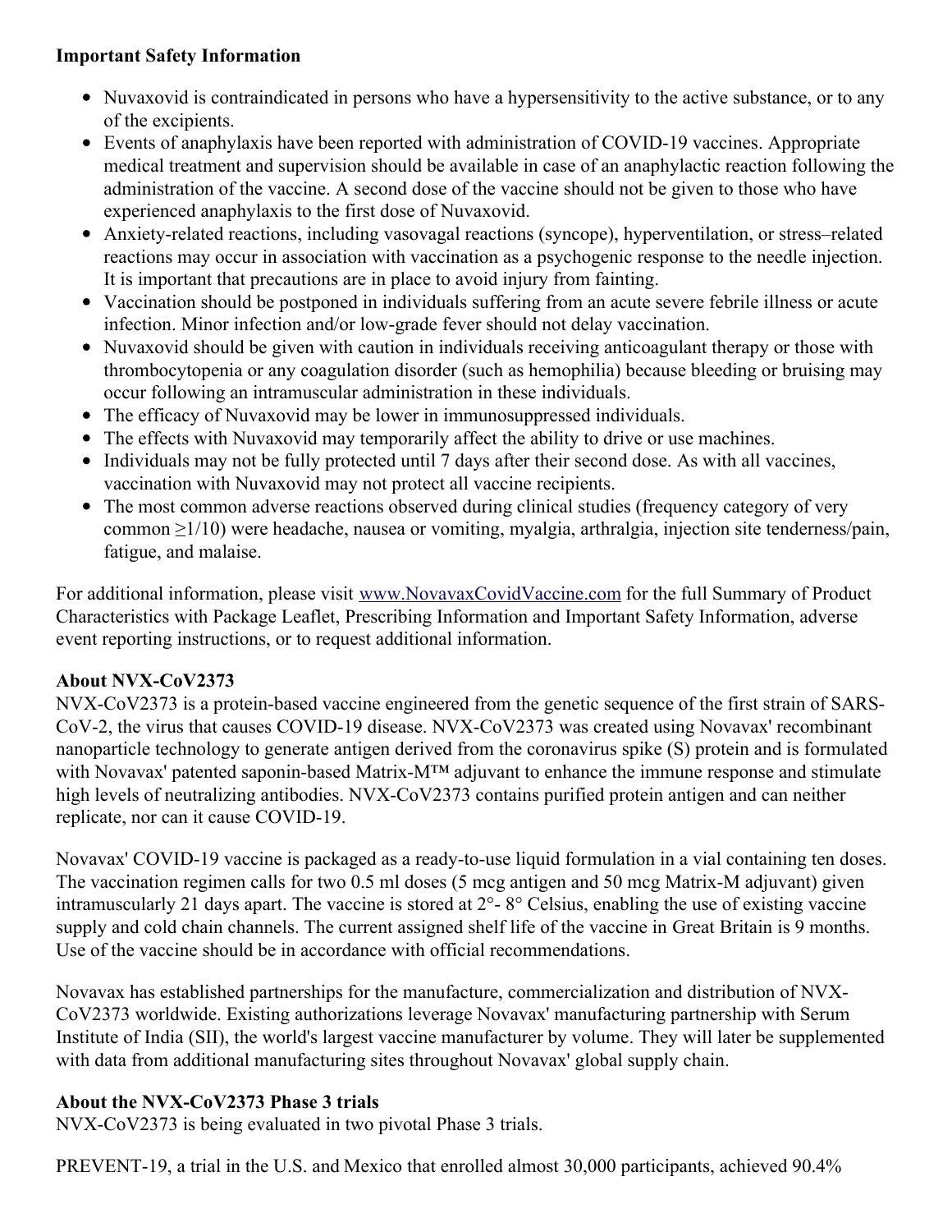**Important Safety Information**

- Nuvaxovid is contraindicated in persons who have a hypersensitivity to the active substance, or to any of the excipients.
- Events of anaphylaxis have been reported with administration of COVID-19 vaccines. Appropriate medical treatment and supervision should be available in case of an anaphylactic reaction following the administration of the vaccine. A second dose of the vaccine should not be given to those who have experienced anaphylaxis to the first dose of Nuvaxovid.
- Anxiety-related reactions, including vasovagal reactions (syncope), hyperventilation, or stress–related reactions may occur in association with vaccination as a psychogenic response to the needle injection. It is important that precautions are in place to avoid injury from fainting.
- Vaccination should be postponed in individuals suffering from an acute severe febrile illness or acute infection. Minor infection and/or low-grade fever should not delay vaccination.
- Nuvaxovid should be given with caution in individuals receiving anticoagulant therapy or those with thrombocytopenia or any coagulation disorder (such as hemophilia) because bleeding or bruising may occur following an intramuscular administration in these individuals.
- The efficacy of Nuvaxovid may be lower in immunosuppressed individuals.
- The effects with Nuvaxovid may temporarily affect the ability to drive or use machines.
- Individuals may not be fully protected until 7 days after their second dose. As with all vaccines, vaccination with Nuvaxovid may not protect all vaccine recipients.
- The most common adverse reactions observed during clinical studies (frequency category of very common ≥1/10) were headache, nausea or vomiting, myalgia, arthralgia, injection site tenderness/pain, fatigue, and malaise.

For additional information, please visit www.NovavaxCovidVaccine.com for the full Summary of Product Characteristics with Package Leaflet, Prescribing Information and Important Safety Information, adverse event reporting instructions, or to request additional information.

**About NVX-CoV2373**

NVX-CoV2373 is a protein-based vaccine engineered from the genetic sequence of the first strain of SARS-CoV-2, the virus that causes COVID-19 disease. NVX-CoV2373 was created using Novavax' recombinant nanoparticle technology to generate antigen derived from the coronavirus spike (S) protein and is formulated with Novavax' patented saponin-based Matrix-M™ adjuvant to enhance the immune response and stimulate high levels of neutralizing antibodies. NVX-CoV2373 contains purified protein antigen and can neither replicate, nor can it cause COVID-19.

Novavax' COVID-19 vaccine is packaged as a ready-to-use liquid formulation in a vial containing ten doses. The vaccination regimen calls for two 0.5 ml doses (5 mcg antigen and 50 mcg Matrix-M adjuvant) given intramuscularly 21 days apart. The vaccine is stored at 2°- 8° Celsius, enabling the use of existing vaccine supply and cold chain channels. The current assigned shelf life of the vaccine in Great Britain is 9 months. Use of the vaccine should be in accordance with official recommendations.

Novavax has established partnerships for the manufacture, commercialization and distribution of NVX-CoV2373 worldwide. Existing authorizations leverage Novavax' manufacturing partnership with Serum Institute of India (SII), the world's largest vaccine manufacturer by volume. They will later be supplemented with data from additional manufacturing sites throughout Novavax' global supply chain.

**About the NVX-CoV2373 Phase 3 trials**

NVX-CoV2373 is being evaluated in two pivotal Phase 3 trials.

PREVENT-19, a trial in the U.S. and Mexico that enrolled almost 30,000 participants, achieved 90.4%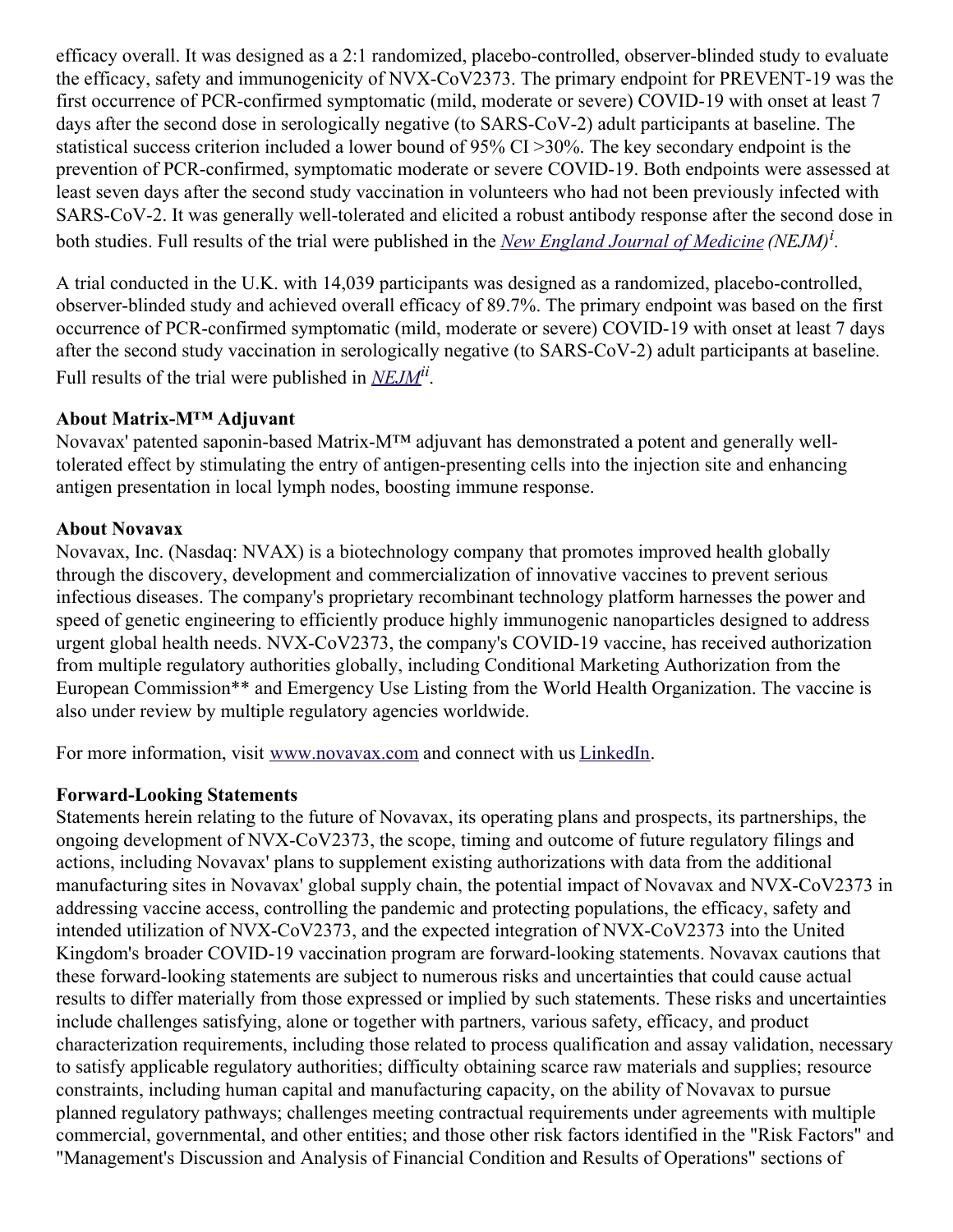efficacy overall. It was designed as a 2:1 randomized, placebo-controlled, observer-blinded study to evaluate the efficacy, safety and immunogenicity of NVX-CoV2373. The primary endpoint for PREVENT-19 was the first occurrence of PCR-confirmed symptomatic (mild, moderate or severe) COVID-19 with onset at least 7 days after the second dose in serologically negative (to SARS-CoV-2) adult participants at baseline. The statistical success criterion included a lower bound of 95% CI >30%. The key secondary endpoint is the prevention of PCR-confirmed, symptomatic moderate or severe COVID-19. Both endpoints were assessed at least seven days after the second study vaccination in volunteers who had not been previously infected with SARS-CoV-2. It was generally well-tolerated and elicited a robust antibody response after the second dose in both studies. Full results of the trial were published in the *New England Journal of Medicine* *(NEJM)*[i].

A trial conducted in the U.K. with 14,039 participants was designed as a randomized, placebo-controlled, observer-blinded study and achieved overall efficacy of 89.7%. The primary endpoint was based on the first occurrence of PCR-confirmed symptomatic (mild, moderate or severe) COVID-19 with onset at least 7 days after the second study vaccination in serologically negative (to SARS-CoV-2) adult participants at baseline. Full results of the trial were published in *NEJM*[ii].

**About Matrix-M™ Adjuvant**
Novavax' patented saponin-based Matrix-M™ adjuvant has demonstrated a potent and generally well-tolerated effect by stimulating the entry of antigen-presenting cells into the injection site and enhancing antigen presentation in local lymph nodes, boosting immune response.

**About Novavax**
Novavax, Inc. (Nasdaq: NVAX) is a biotechnology company that promotes improved health globally through the discovery, development and commercialization of innovative vaccines to prevent serious infectious diseases. The company's proprietary recombinant technology platform harnesses the power and speed of genetic engineering to efficiently produce highly immunogenic nanoparticles designed to address urgent global health needs. NVX-CoV2373, the company's COVID-19 vaccine, has received authorization from multiple regulatory authorities globally, including Conditional Marketing Authorization from the European Commission** and Emergency Use Listing from the World Health Organization. The vaccine is also under review by multiple regulatory agencies worldwide.

For more information, visit www.novavax.com and connect with us LinkedIn.

**Forward-Looking Statements**
Statements herein relating to the future of Novavax, its operating plans and prospects, its partnerships, the ongoing development of NVX-CoV2373, the scope, timing and outcome of future regulatory filings and actions, including Novavax' plans to supplement existing authorizations with data from the additional manufacturing sites in Novavax' global supply chain, the potential impact of Novavax and NVX-CoV2373 in addressing vaccine access, controlling the pandemic and protecting populations, the efficacy, safety and intended utilization of NVX-CoV2373, and the expected integration of NVX-CoV2373 into the United Kingdom's broader COVID-19 vaccination program are forward-looking statements. Novavax cautions that these forward-looking statements are subject to numerous risks and uncertainties that could cause actual results to differ materially from those expressed or implied by such statements. These risks and uncertainties include challenges satisfying, alone or together with partners, various safety, efficacy, and product characterization requirements, including those related to process qualification and assay validation, necessary to satisfy applicable regulatory authorities; difficulty obtaining scarce raw materials and supplies; resource constraints, including human capital and manufacturing capacity, on the ability of Novavax to pursue planned regulatory pathways; challenges meeting contractual requirements under agreements with multiple commercial, governmental, and other entities; and those other risk factors identified in the "Risk Factors" and "Management's Discussion and Analysis of Financial Condition and Results of Operations" sections of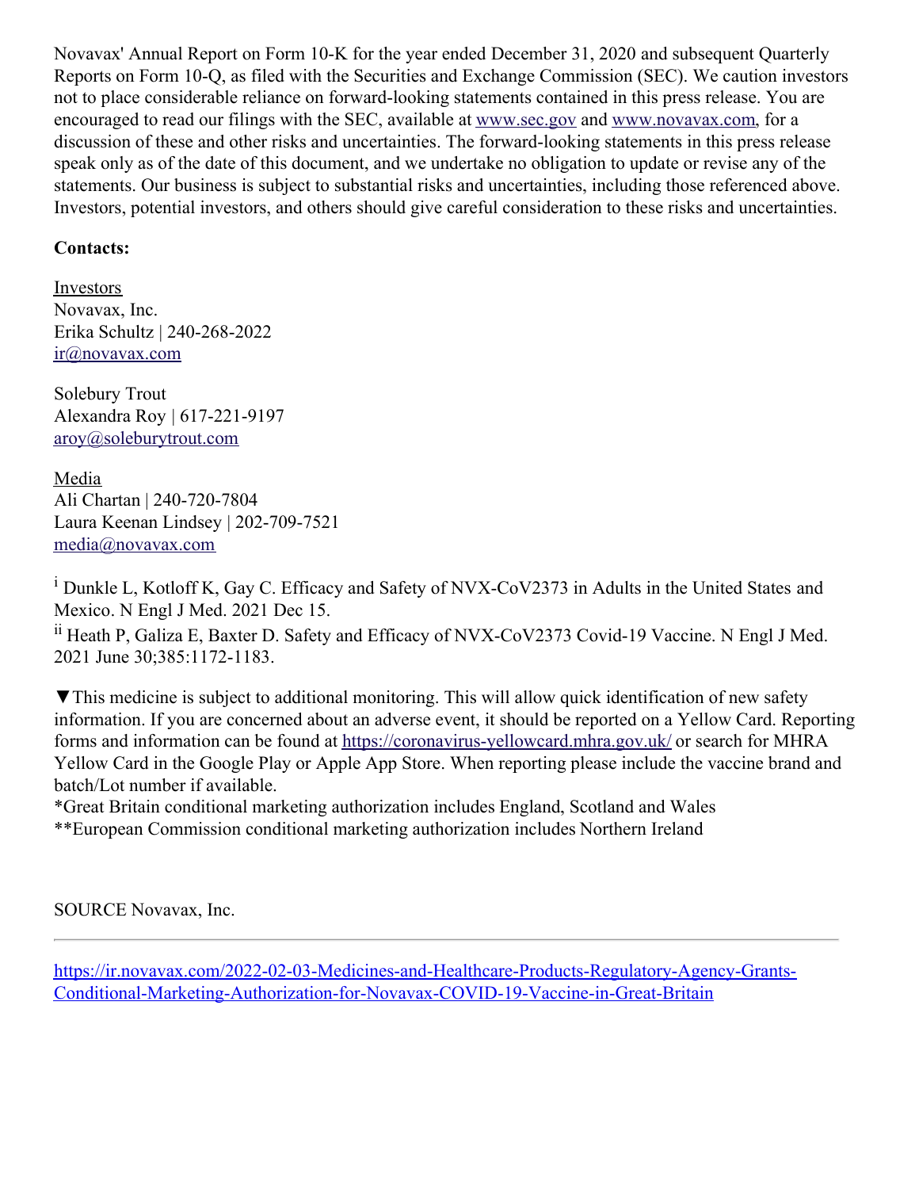Novavax' Annual Report on Form 10-K for the year ended December 31, 2020 and subsequent Quarterly Reports on Form 10-Q, as filed with the Securities and Exchange Commission (SEC). We caution investors not to place considerable reliance on forward-looking statements contained in this press release. You are encouraged to read our filings with the SEC, available at www.sec.gov and www.novavax.com, for a discussion of these and other risks and uncertainties. The forward-looking statements in this press release speak only as of the date of this document, and we undertake no obligation to update or revise any of the statements. Our business is subject to substantial risks and uncertainties, including those referenced above. Investors, potential investors, and others should give careful consideration to these risks and uncertainties.

**Contacts:**

Investors
Novavax, Inc.
Erika Schultz | 240-268-2022
ir@novavax.com

Solebury Trout
Alexandra Roy | 617-221-9197
aroy@soleburytrout.com

Media
Ali Chartan | 240-720-7804
Laura Keenan Lindsey | 202-709-7521
media@novavax.com

[i] Dunkle L, Kotloff K, Gay C. Efficacy and Safety of NVX-CoV2373 in Adults in the United States and Mexico. N Engl J Med. 2021 Dec 15.
[ii] Heath P, Galiza E, Baxter D. Safety and Efficacy of NVX-CoV2373 Covid-19 Vaccine. N Engl J Med. 2021 June 30;385:1172-1183.

▼This medicine is subject to additional monitoring. This will allow quick identification of new safety information. If you are concerned about an adverse event, it should be reported on a Yellow Card. Reporting forms and information can be found at https://coronavirus-yellowcard.mhra.gov.uk/ or search for MHRA Yellow Card in the Google Play or Apple App Store. When reporting please include the vaccine brand and batch/Lot number if available.
*Great Britain conditional marketing authorization includes England, Scotland and Wales
**European Commission conditional marketing authorization includes Northern Ireland

SOURCE Novavax, Inc.

---

https://ir.novavax.com/2022-02-03-Medicines-and-Healthcare-Products-Regulatory-Agency-Grants-Conditional-Marketing-Authorization-for-Novavax-COVID-19-Vaccine-in-Great-Britain